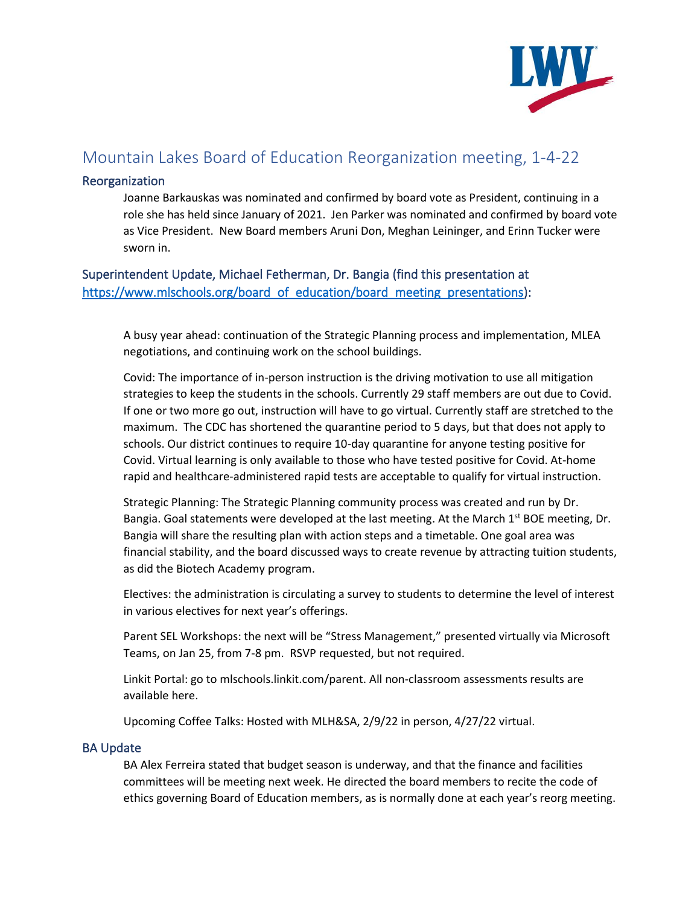# Mountain Lakes Board of Education Reorganization meeting, 1-4-22

## Reorganization

Joanne Barkauskas was nominated and confirmed by board vote as President, continuing in a role she has held since January of 2021. Jen Parker was nominated and confirmed by board vote as Vice President. New Board members Aruni Don, Meghan Leininger, and Erinn Tucker were sworn in.

## Superintendent Update, Michael Fetherman, Dr. Bangia (find this presentation at https://www.mlschools.org/board_of_education/board_meeting_presentations):

A busy year ahead: continuation of the Strategic Planning process and implementation, MLEA negotiations, and continuing work on the school buildings.

Covid: The importance of in-person instruction is the driving motivation to use all mitigation strategies to keep the students in the schools. Currently 29 staff members are out due to Covid. If one or two more go out, instruction will have to go virtual. Currently staff are stretched to the maximum. The CDC has shortened the quarantine period to 5 days, but that does not apply to schools. Our district continues to require 10-day quarantine for anyone testing positive for Covid. Virtual learning is only available to those who have tested positive for Covid. At-home rapid and healthcare-administered rapid tests are acceptable to qualify for virtual instruction.

Strategic Planning: The Strategic Planning community process was created and run by Dr. Bangia. Goal statements were developed at the last meeting. At the March 1st BOE meeting, Dr. Bangia will share the resulting plan with action steps and a timetable. One goal area was financial stability, and the board discussed ways to create revenue by attracting tuition students, as did the Biotech Academy program.

Electives: the administration is circulating a survey to students to determine the level of interest in various electives for next year's offerings.

Parent SEL Workshops: the next will be "Stress Management," presented virtually via Microsoft Teams, on Jan 25, from 7-8 pm. RSVP requested, but not required.

Linkit Portal: go to mlschools.linkit.com/parent. All non-classroom assessments results are available here.

Upcoming Coffee Talks: Hosted with MLH&SA, 2/9/22 in person, 4/27/22 virtual.

## BA Update

BA Alex Ferreira stated that budget season is underway, and that the finance and facilities committees will be meeting next week. He directed the board members to recite the code of ethics governing Board of Education members, as is normally done at each year's reorg meeting.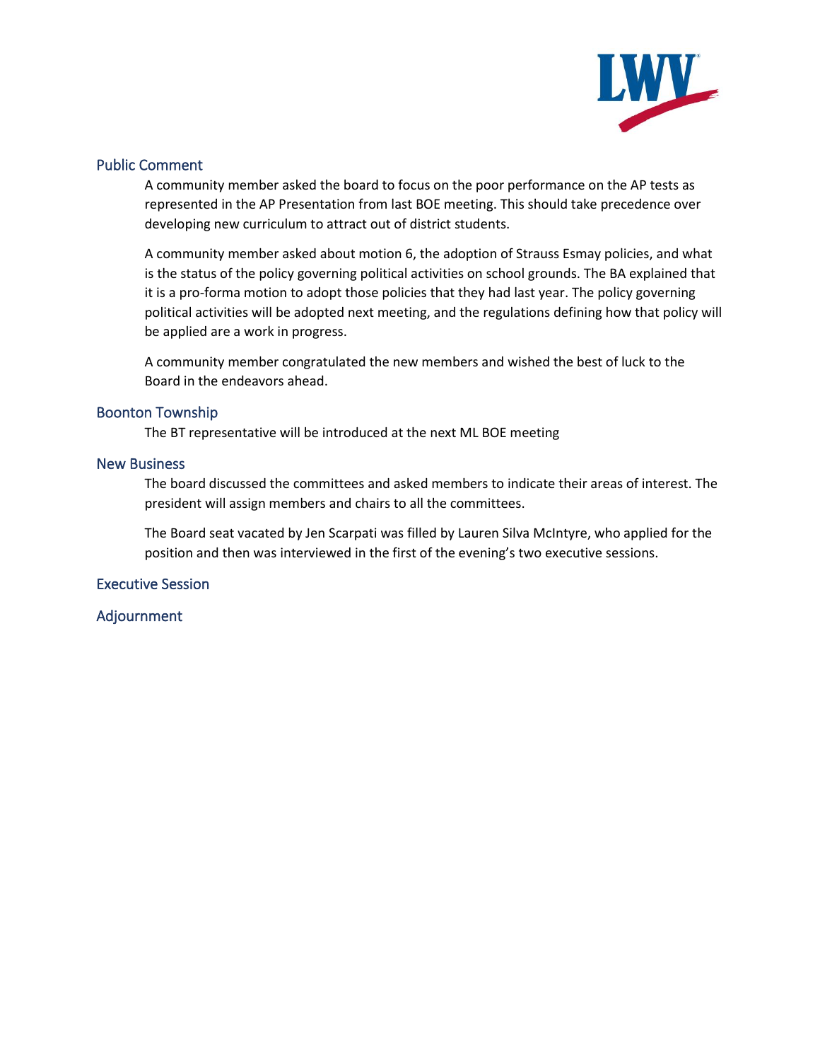## Public Comment

A community member asked the board to focus on the poor performance on the AP tests as represented in the AP Presentation from last BOE meeting. This should take precedence over developing new curriculum to attract out of district students.

A community member asked about motion 6, the adoption of Strauss Esmay policies, and what is the status of the policy governing political activities on school grounds. The BA explained that it is a pro-forma motion to adopt those policies that they had last year. The policy governing political activities will be adopted next meeting, and the regulations defining how that policy will be applied are a work in progress.

A community member congratulated the new members and wished the best of luck to the Board in the endeavors ahead.

## Boonton Township

The BT representative will be introduced at the next ML BOE meeting

## New Business

The board discussed the committees and asked members to indicate their areas of interest. The president will assign members and chairs to all the committees.

The Board seat vacated by Jen Scarpati was filled by Lauren Silva McIntyre, who applied for the position and then was interviewed in the first of the evening's two executive sessions.

## Executive Session

## Adjournment